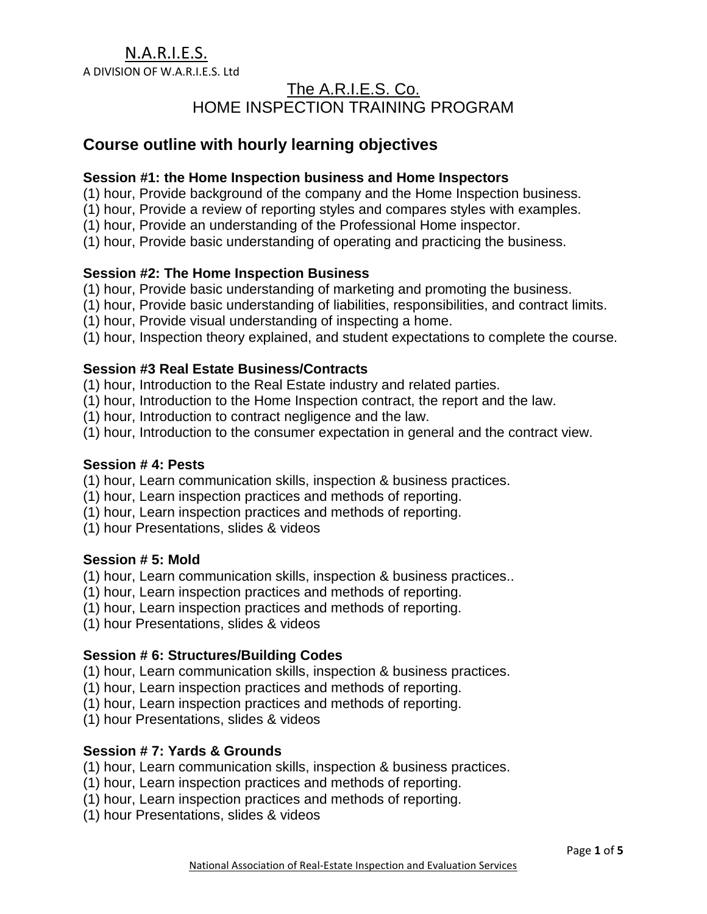N.A.R.I.E.S.

A DIVISION OF W.A.R.I.E.S. Ltd

The A.R.I.E.S. Co.

HOME INSPECTION TRAINING PROGRAM

## Course outline with hourly learning objectives

**Session #1: the Home Inspection business and Home Inspectors**

(1) hour, Provide background of the company and the Home Inspection business.
(1) hour, Provide a review of reporting styles and compares styles with examples.
(1) hour, Provide an understanding of the Professional Home inspector.
(1) hour, Provide basic understanding of operating and practicing the business.

**Session #2: The Home Inspection Business**

(1) hour, Provide basic understanding of marketing and promoting the business.
(1) hour, Provide basic understanding of liabilities, responsibilities, and contract limits.
(1) hour, Provide visual understanding of inspecting a home.
(1) hour, Inspection theory explained, and student expectations to complete the course.

**Session #3 Real Estate Business/Contracts**

(1) hour, Introduction to the Real Estate industry and related parties.
(1) hour, Introduction to the Home Inspection contract, the report and the law.
(1) hour, Introduction to contract negligence and the law.
(1) hour, Introduction to the consumer expectation in general and the contract view.

**Session # 4: Pests**

(1) hour, Learn communication skills, inspection & business practices.
(1) hour, Learn inspection practices and methods of reporting.
(1) hour, Learn inspection practices and methods of reporting.
(1) hour Presentations, slides & videos

**Session # 5: Mold**

(1) hour, Learn communication skills, inspection & business practices..
(1) hour, Learn inspection practices and methods of reporting.
(1) hour, Learn inspection practices and methods of reporting.
(1) hour Presentations, slides & videos

**Session # 6: Structures/Building Codes**

(1) hour, Learn communication skills, inspection & business practices.
(1) hour, Learn inspection practices and methods of reporting.
(1) hour, Learn inspection practices and methods of reporting.
(1) hour Presentations, slides & videos

**Session # 7: Yards & Grounds**

(1) hour, Learn communication skills, inspection & business practices.
(1) hour, Learn inspection practices and methods of reporting.
(1) hour, Learn inspection practices and methods of reporting.
(1) hour Presentations, slides & videos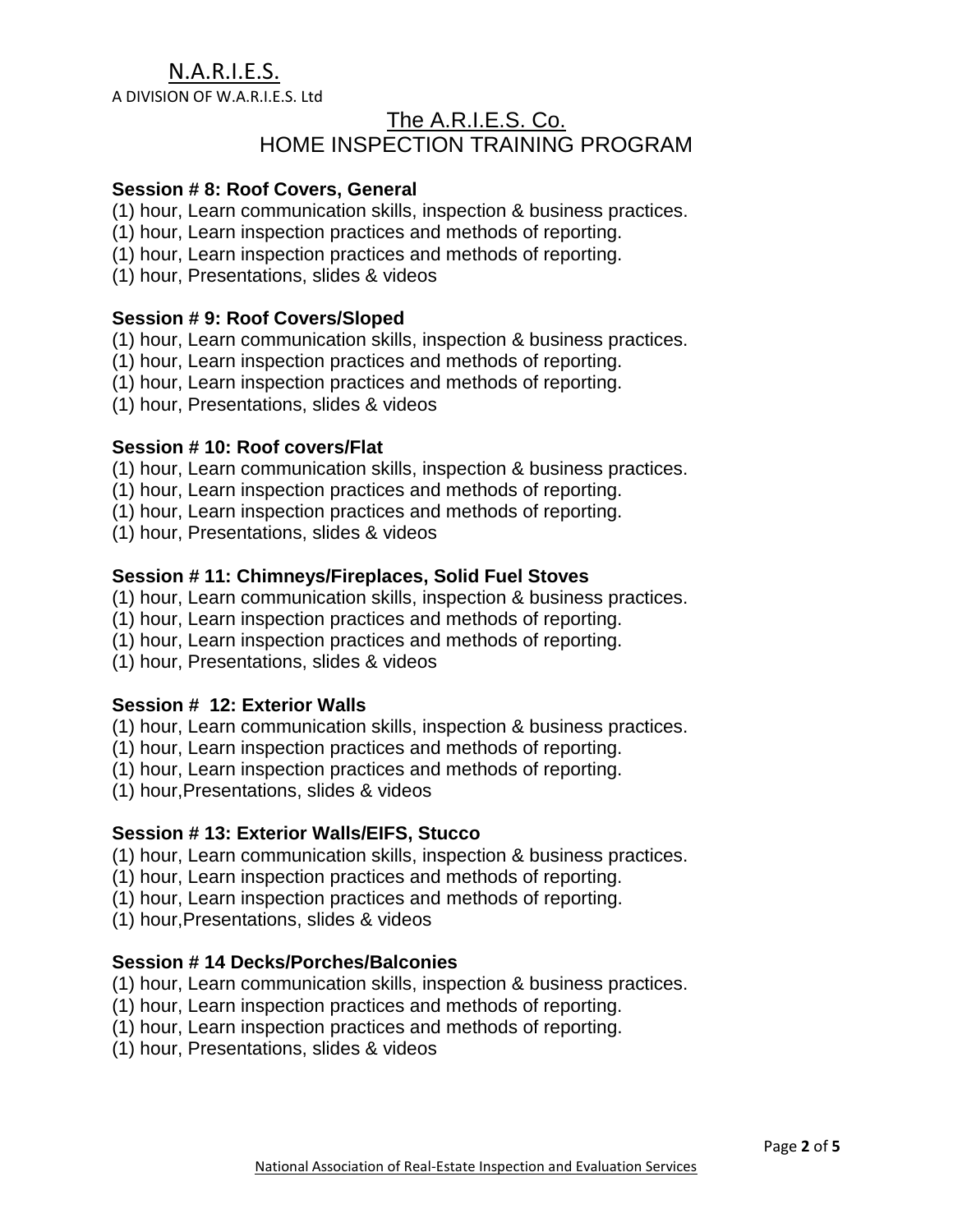N.A.R.I.E.S.

A DIVISION OF W.A.R.I.E.S. Ltd

# The A.R.I.E.S. Co.
# HOME INSPECTION TRAINING PROGRAM

**Session # 8: Roof Covers, General**

(1) hour, Learn communication skills, inspection & business practices.
(1) hour, Learn inspection practices and methods of reporting.
(1) hour, Learn inspection practices and methods of reporting.
(1) hour, Presentations, slides & videos

**Session # 9: Roof Covers/Sloped**

(1) hour, Learn communication skills, inspection & business practices.
(1) hour, Learn inspection practices and methods of reporting.
(1) hour, Learn inspection practices and methods of reporting.
(1) hour, Presentations, slides & videos

**Session # 10: Roof covers/Flat**

(1) hour, Learn communication skills, inspection & business practices.
(1) hour, Learn inspection practices and methods of reporting.
(1) hour, Learn inspection practices and methods of reporting.
(1) hour, Presentations, slides & videos

**Session # 11: Chimneys/Fireplaces, Solid Fuel Stoves**

(1) hour, Learn communication skills, inspection & business practices.
(1) hour, Learn inspection practices and methods of reporting.
(1) hour, Learn inspection practices and methods of reporting.
(1) hour, Presentations, slides & videos

**Session # 12: Exterior Walls**

(1) hour, Learn communication skills, inspection & business practices.
(1) hour, Learn inspection practices and methods of reporting.
(1) hour, Learn inspection practices and methods of reporting.
(1) hour,Presentations, slides & videos

**Session # 13: Exterior Walls/EIFS, Stucco**

(1) hour, Learn communication skills, inspection & business practices.
(1) hour, Learn inspection practices and methods of reporting.
(1) hour, Learn inspection practices and methods of reporting.
(1) hour,Presentations, slides & videos

**Session # 14 Decks/Porches/Balconies**

(1) hour, Learn communication skills, inspection & business practices.
(1) hour, Learn inspection practices and methods of reporting.
(1) hour, Learn inspection practices and methods of reporting.
(1) hour, Presentations, slides & videos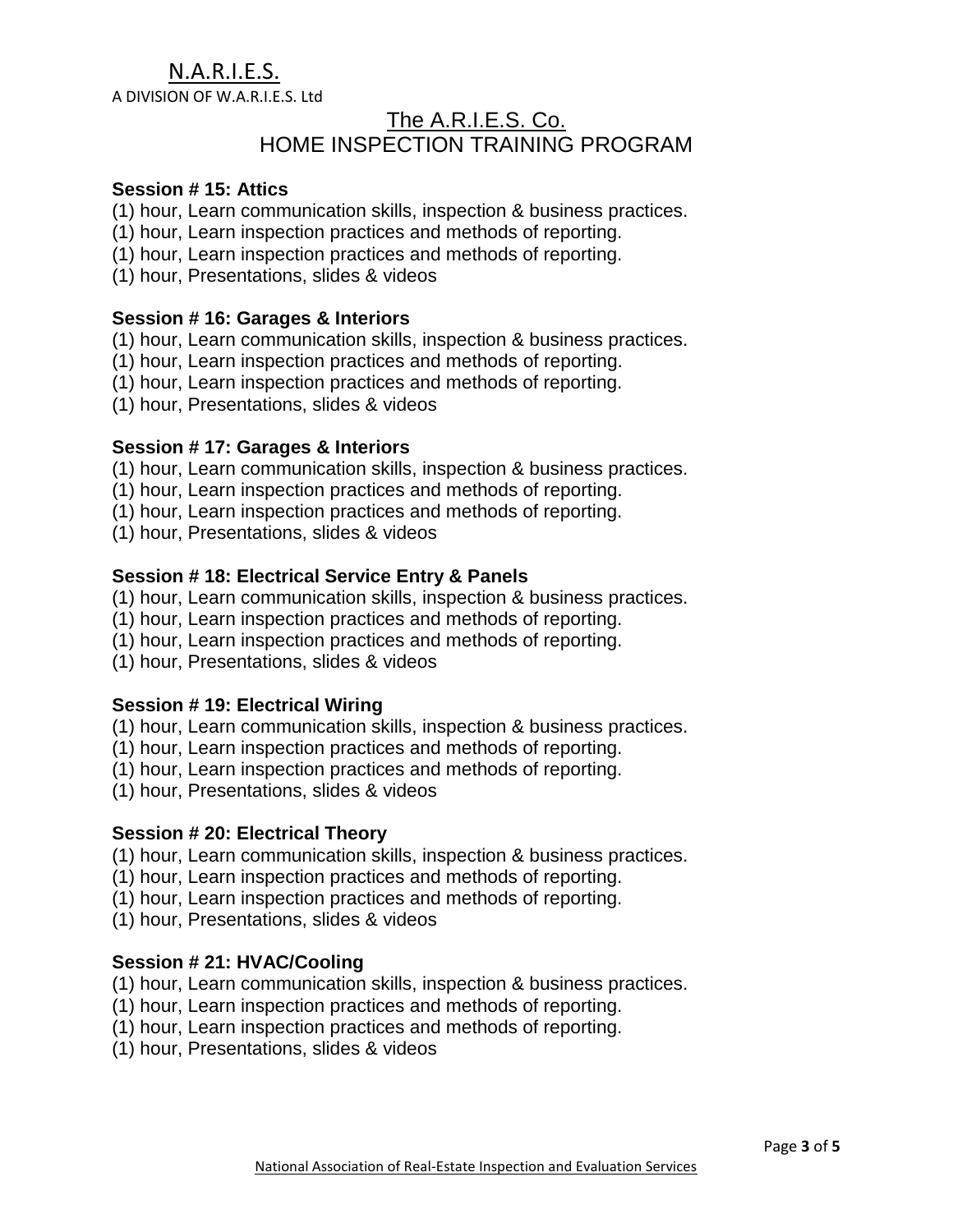N.A.R.I.E.S.

A DIVISION OF W.A.R.I.E.S. Ltd

The A.R.I.E.S. Co.
HOME INSPECTION TRAINING PROGRAM

**Session # 15: Attics**

(1) hour, Learn communication skills, inspection & business practices.
(1) hour, Learn inspection practices and methods of reporting.
(1) hour, Learn inspection practices and methods of reporting.
(1) hour, Presentations, slides & videos

**Session # 16: Garages & Interiors**

(1) hour, Learn communication skills, inspection & business practices.
(1) hour, Learn inspection practices and methods of reporting.
(1) hour, Learn inspection practices and methods of reporting.
(1) hour, Presentations, slides & videos

**Session # 17: Garages & Interiors**

(1) hour, Learn communication skills, inspection & business practices.
(1) hour, Learn inspection practices and methods of reporting.
(1) hour, Learn inspection practices and methods of reporting.
(1) hour, Presentations, slides & videos

**Session # 18: Electrical Service Entry & Panels**

(1) hour, Learn communication skills, inspection & business practices.
(1) hour, Learn inspection practices and methods of reporting.
(1) hour, Learn inspection practices and methods of reporting.
(1) hour, Presentations, slides & videos

**Session # 19: Electrical Wiring**

(1) hour, Learn communication skills, inspection & business practices.
(1) hour, Learn inspection practices and methods of reporting.
(1) hour, Learn inspection practices and methods of reporting.
(1) hour, Presentations, slides & videos

**Session # 20: Electrical Theory**

(1) hour, Learn communication skills, inspection & business practices.
(1) hour, Learn inspection practices and methods of reporting.
(1) hour, Learn inspection practices and methods of reporting.
(1) hour, Presentations, slides & videos

**Session # 21: HVAC/Cooling**

(1) hour, Learn communication skills, inspection & business practices.
(1) hour, Learn inspection practices and methods of reporting.
(1) hour, Learn inspection practices and methods of reporting.
(1) hour, Presentations, slides & videos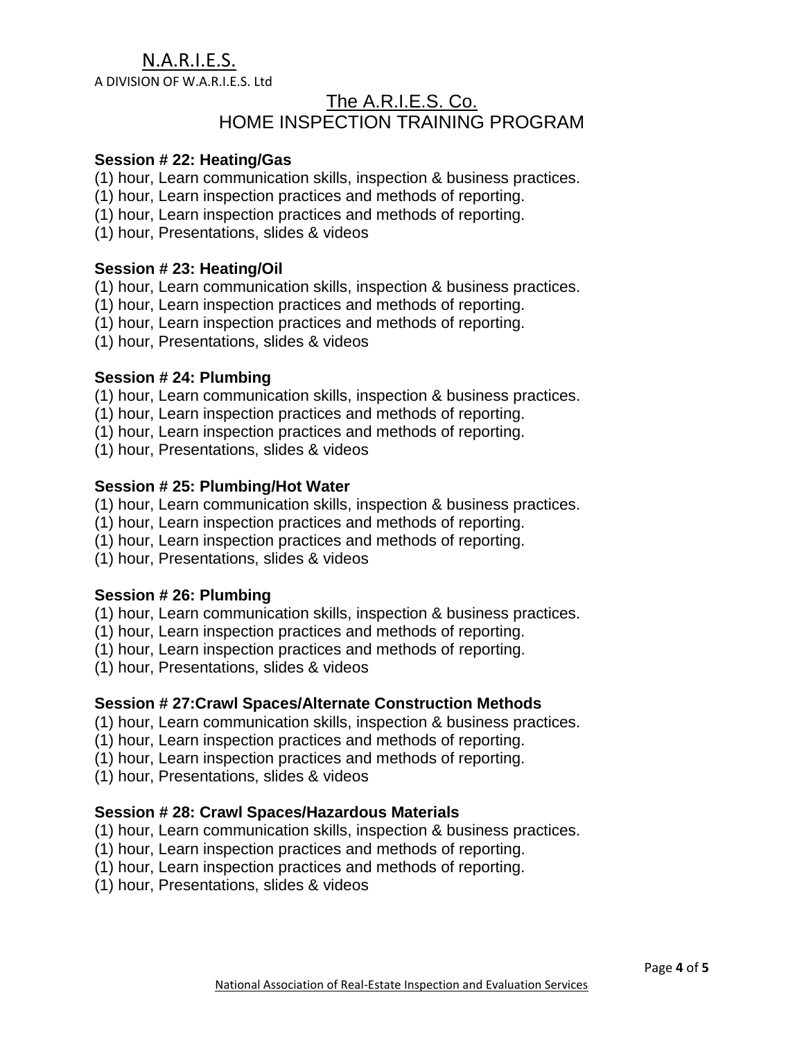N.A.R.I.E.S.

A DIVISION OF W.A.R.I.E.S. Ltd

## The A.R.I.E.S. Co.
## HOME INSPECTION TRAINING PROGRAM

**Session # 22: Heating/Gas**

(1) hour, Learn communication skills, inspection & business practices.
(1) hour, Learn inspection practices and methods of reporting.
(1) hour, Learn inspection practices and methods of reporting.
(1) hour, Presentations, slides & videos

**Session # 23: Heating/Oil**

(1) hour, Learn communication skills, inspection & business practices.
(1) hour, Learn inspection practices and methods of reporting.
(1) hour, Learn inspection practices and methods of reporting.
(1) hour, Presentations, slides & videos

**Session # 24: Plumbing**

(1) hour, Learn communication skills, inspection & business practices.
(1) hour, Learn inspection practices and methods of reporting.
(1) hour, Learn inspection practices and methods of reporting.
(1) hour, Presentations, slides & videos

**Session # 25: Plumbing/Hot Water**

(1) hour, Learn communication skills, inspection & business practices.
(1) hour, Learn inspection practices and methods of reporting.
(1) hour, Learn inspection practices and methods of reporting.
(1) hour, Presentations, slides & videos

**Session # 26: Plumbing**

(1) hour, Learn communication skills, inspection & business practices.
(1) hour, Learn inspection practices and methods of reporting.
(1) hour, Learn inspection practices and methods of reporting.
(1) hour, Presentations, slides & videos

**Session # 27:Crawl Spaces/Alternate Construction Methods**

(1) hour, Learn communication skills, inspection & business practices.
(1) hour, Learn inspection practices and methods of reporting.
(1) hour, Learn inspection practices and methods of reporting.
(1) hour, Presentations, slides & videos

**Session # 28: Crawl Spaces/Hazardous Materials**

(1) hour, Learn communication skills, inspection & business practices.
(1) hour, Learn inspection practices and methods of reporting.
(1) hour, Learn inspection practices and methods of reporting.
(1) hour, Presentations, slides & videos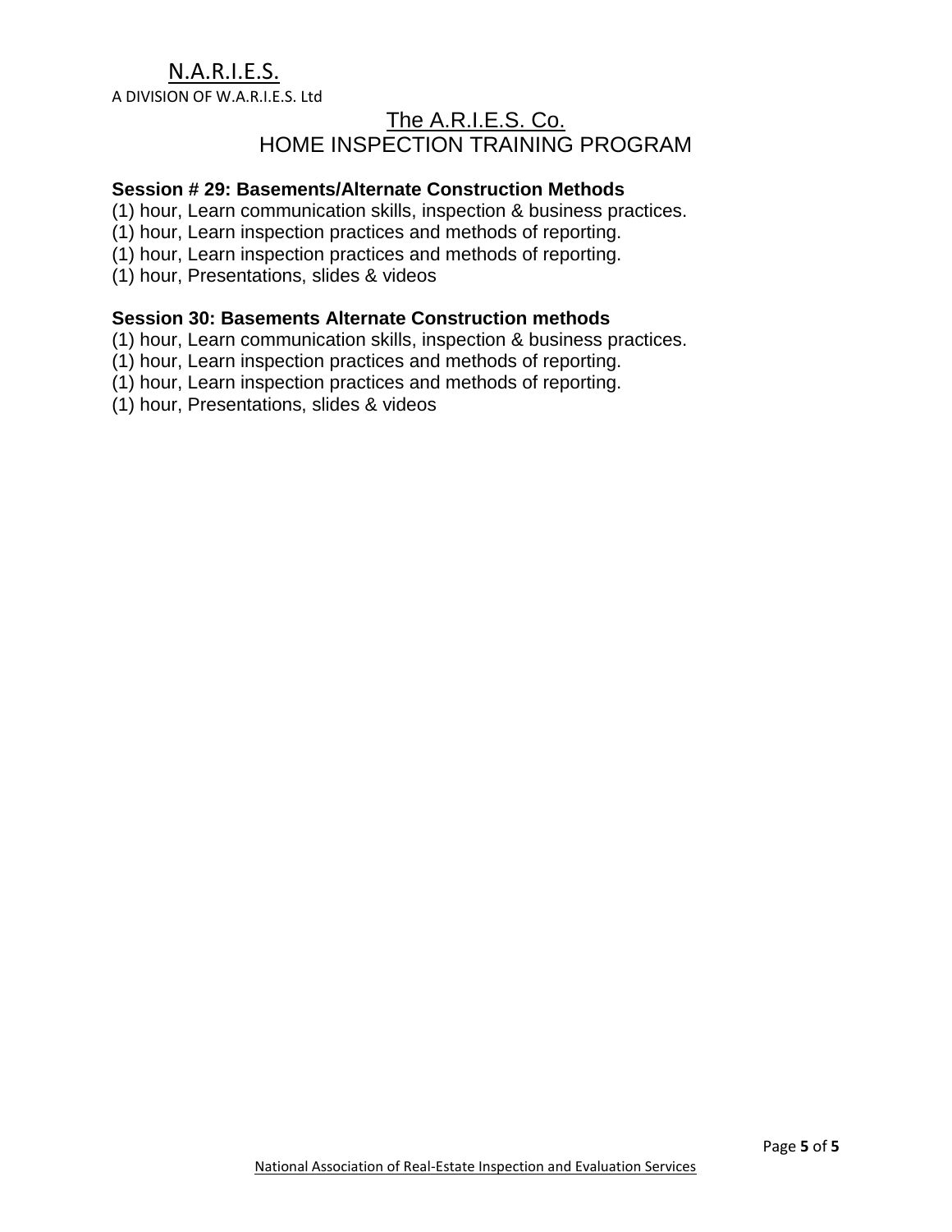**Session # 29: Basements/Alternate Construction Methods**

(1) hour, Learn communication skills, inspection & business practices.
(1) hour, Learn inspection practices and methods of reporting.
(1) hour, Learn inspection practices and methods of reporting.
(1) hour, Presentations, slides & videos

**Session 30: Basements Alternate Construction methods**

(1) hour, Learn communication skills, inspection & business practices.
(1) hour, Learn inspection practices and methods of reporting.
(1) hour, Learn inspection practices and methods of reporting.
(1) hour, Presentations, slides & videos